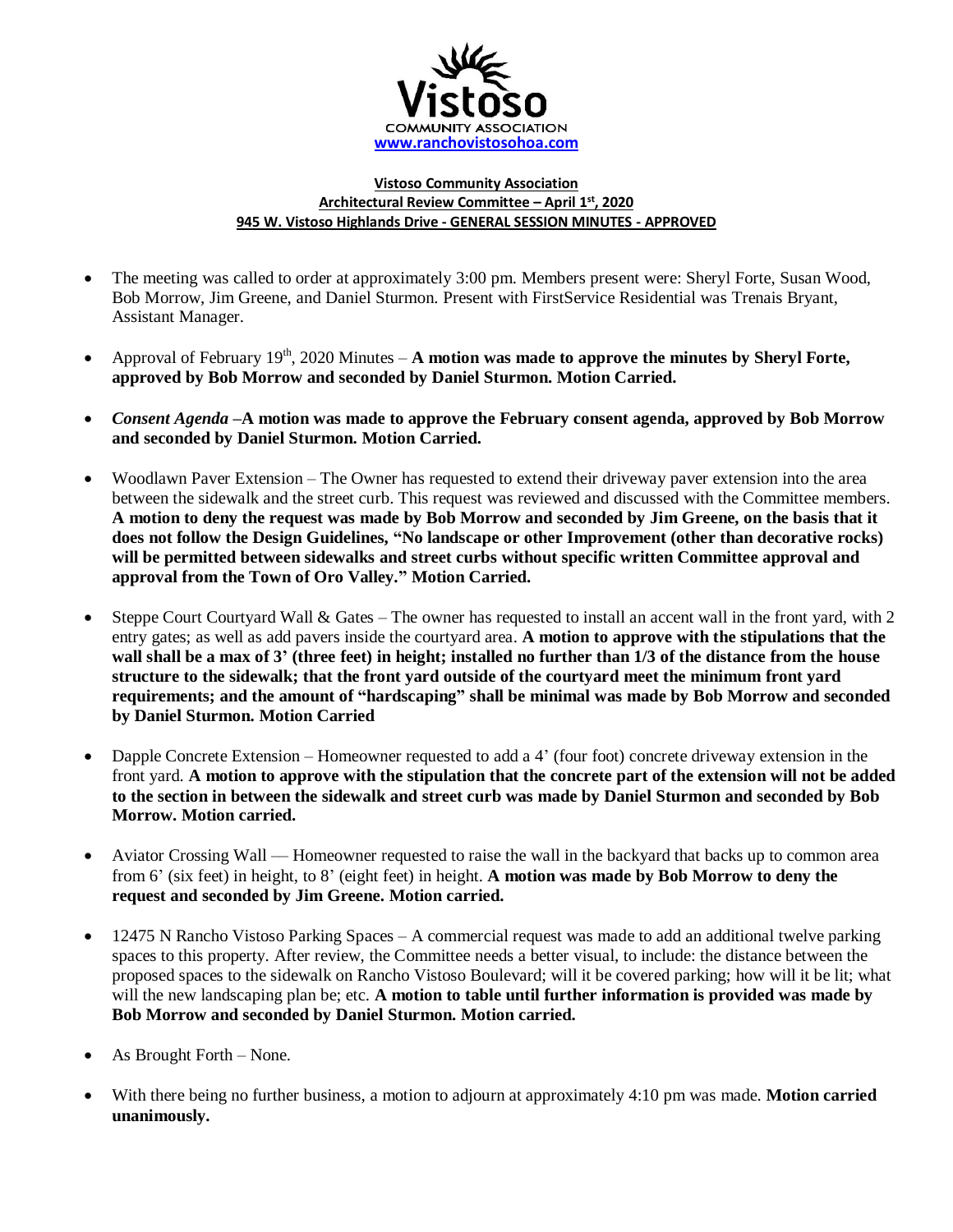Vistoso

COMMUNITY ASSOCIATION

[www.ranchovistosohoa.com](http://www.ranchovistosohoa.com)

**Vistoso Community Association**

**Architectural Review Committee – April 1st, 2020**

**945 W. Vistoso Highlands Drive - GENERAL SESSION MINUTES - APPROVED**

- The meeting was called to order at approximately 3:00 pm. Members present were: Sheryl Forte, Susan Wood, Bob Morrow, Jim Greene, and Daniel Sturmon. Present with FirstService Residential was Trenais Bryant, Assistant Manager.
- Approval of February 19th, 2020 Minutes – **A motion was made to approve the minutes by Sheryl Forte, approved by Bob Morrow and seconded by Daniel Sturmon. Motion Carried.**
- ***Consent Agenda*** **–A motion was made to approve the February consent agenda, approved by Bob Morrow and seconded by Daniel Sturmon. Motion Carried.**
- Woodlawn Paver Extension – The Owner has requested to extend their driveway paver extension into the area between the sidewalk and the street curb. This request was reviewed and discussed with the Committee members. **A motion to deny the request was made by Bob Morrow and seconded by Jim Greene, on the basis that it does not follow the Design Guidelines, "No landscape or other Improvement (other than decorative rocks) will be permitted between sidewalks and street curbs without specific written Committee approval and approval from the Town of Oro Valley." Motion Carried.**
- Steppe Court Courtyard Wall & Gates – The owner has requested to install an accent wall in the front yard, with 2 entry gates; as well as add pavers inside the courtyard area. **A motion to approve with the stipulations that the wall shall be a max of 3' (three feet) in height; installed no further than 1/3 of the distance from the house structure to the sidewalk; that the front yard outside of the courtyard meet the minimum front yard requirements; and the amount of "hardscaping" shall be minimal was made by Bob Morrow and seconded by Daniel Sturmon. Motion Carried**
- Dapple Concrete Extension – Homeowner requested to add a 4' (four foot) concrete driveway extension in the front yard. **A motion to approve with the stipulation that the concrete part of the extension will not be added to the section in between the sidewalk and street curb was made by Daniel Sturmon and seconded by Bob Morrow. Motion carried.**
- Aviator Crossing Wall — Homeowner requested to raise the wall in the backyard that backs up to common area from 6' (six feet) in height, to 8' (eight feet) in height. **A motion was made by Bob Morrow to deny the request and seconded by Jim Greene. Motion carried.**
- 12475 N Rancho Vistoso Parking Spaces – A commercial request was made to add an additional twelve parking spaces to this property. After review, the Committee needs a better visual, to include: the distance between the proposed spaces to the sidewalk on Rancho Vistoso Boulevard; will it be covered parking; how will it be lit; what will the new landscaping plan be; etc. **A motion to table until further information is provided was made by Bob Morrow and seconded by Daniel Sturmon. Motion carried.**
- As Brought Forth – None.
- With there being no further business, a motion to adjourn at approximately 4:10 pm was made. **Motion carried unanimously.**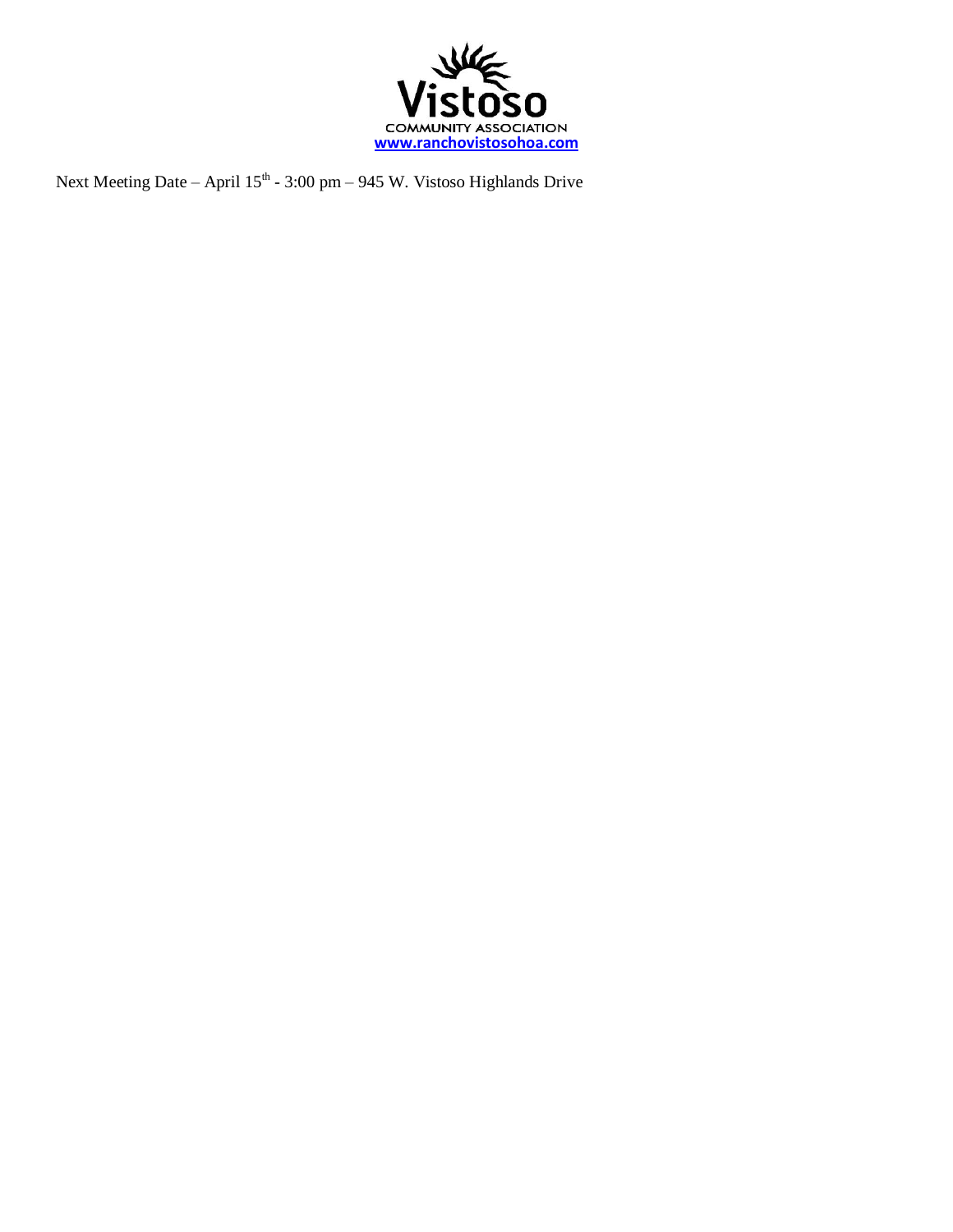Vistoso

COMMUNITY ASSOCIATION

[www.ranchovistosohoa.com](http://www.ranchovistosohoa.com)

Next Meeting Date – April 15th - 3:00 pm – 945 W. Vistoso Highlands Drive